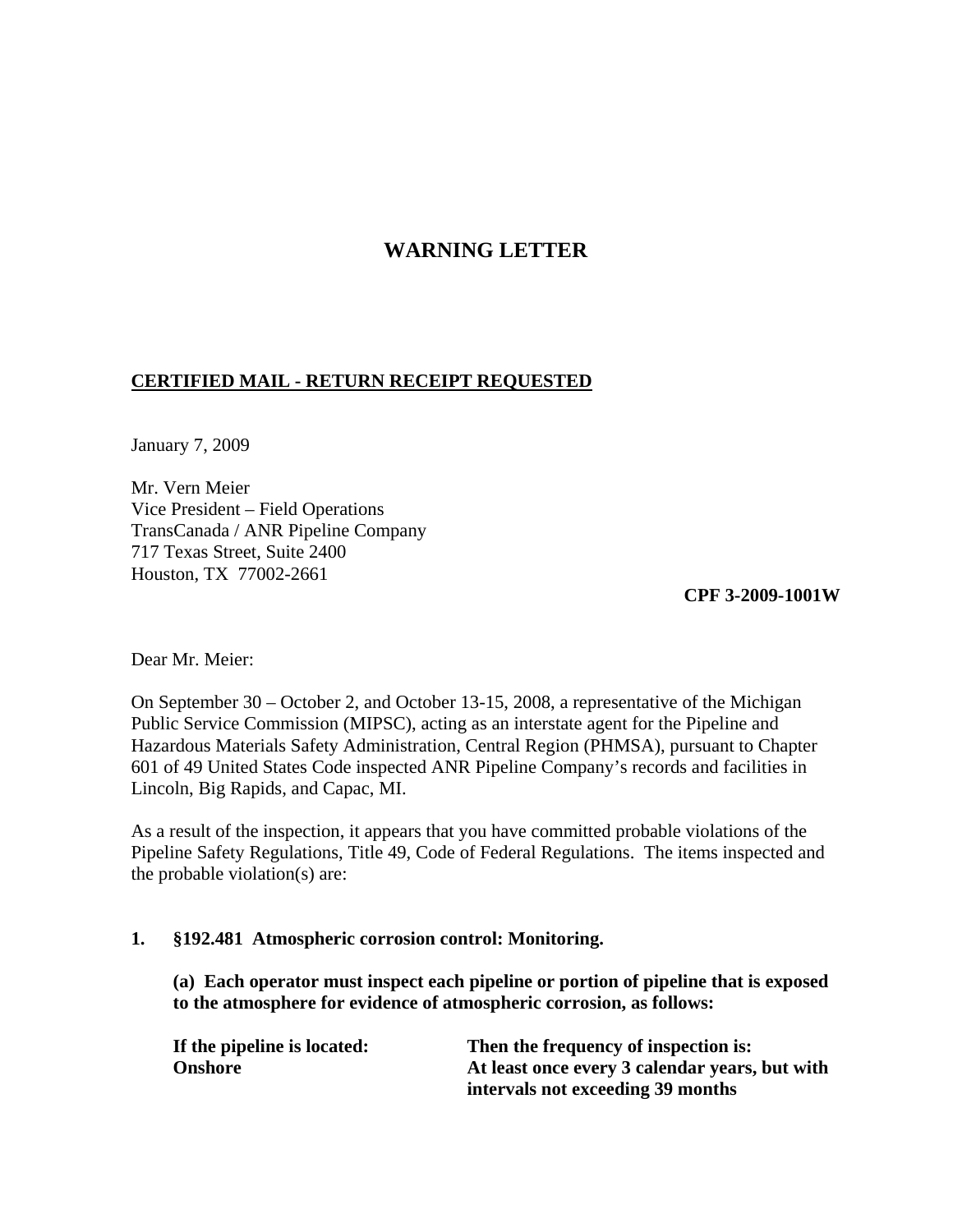# WARNING LETTER

**CERTIFIED MAIL - RETURN RECEIPT REQUESTED**

January 7, 2009

Mr. Vern Meier
Vice President – Field Operations
TransCanada / ANR Pipeline Company
717 Texas Street, Suite 2400
Houston, TX 77002-2661

**CPF 3-2009-1001W**

Dear Mr. Meier:

On September 30 – October 2, and October 13-15, 2008, a representative of the Michigan Public Service Commission (MIPSC), acting as an interstate agent for the Pipeline and Hazardous Materials Safety Administration, Central Region (PHMSA), pursuant to Chapter 601 of 49 United States Code inspected ANR Pipeline Company's records and facilities in Lincoln, Big Rapids, and Capac, MI.

As a result of the inspection, it appears that you have committed probable violations of the Pipeline Safety Regulations, Title 49, Code of Federal Regulations. The items inspected and the probable violation(s) are:

**1. §192.481 Atmospheric corrosion control: Monitoring.**

**(a) Each operator must inspect each pipeline or portion of pipeline that is exposed to the atmosphere for evidence of atmospheric corrosion, as follows:**

| **If the pipeline is located:** | **Then the frequency of inspection is:** |
| --- | --- |
| **Onshore** | **At least once every 3 calendar years, but with intervals not exceeding 39 months** |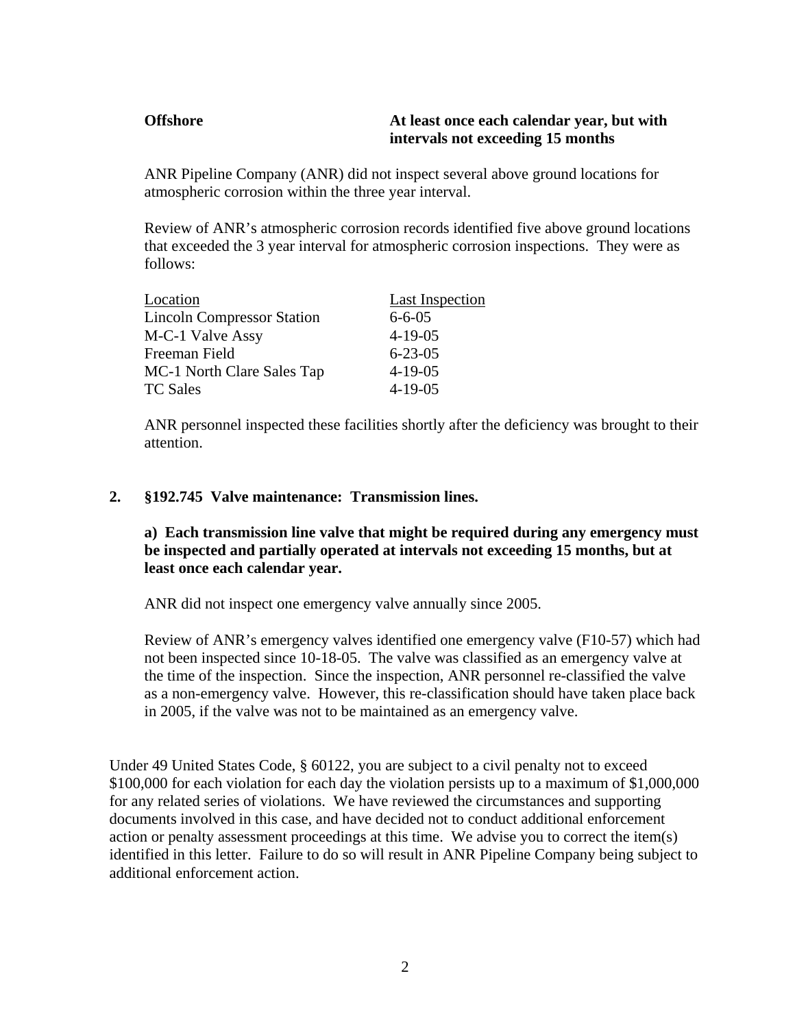| | |
|---|---|
| **Offshore** | **At least once each calendar year, but with intervals not exceeding 15 months** |

ANR Pipeline Company (ANR) did not inspect several above ground locations for atmospheric corrosion within the three year interval.

Review of ANR's atmospheric corrosion records identified five above ground locations that exceeded the 3 year interval for atmospheric corrosion inspections. They were as follows:

| Location | Last Inspection |
|---|---|
| Lincoln Compressor Station | 6-6-05 |
| M-C-1 Valve Assy | 4-19-05 |
| Freeman Field | 6-23-05 |
| MC-1 North Clare Sales Tap | 4-19-05 |
| TC Sales | 4-19-05 |

ANR personnel inspected these facilities shortly after the deficiency was brought to their attention.

**2. §192.745 Valve maintenance: Transmission lines.**

**a) Each transmission line valve that might be required during any emergency must be inspected and partially operated at intervals not exceeding 15 months, but at least once each calendar year.**

ANR did not inspect one emergency valve annually since 2005.

Review of ANR's emergency valves identified one emergency valve (F10-57) which had not been inspected since 10-18-05. The valve was classified as an emergency valve at the time of the inspection. Since the inspection, ANR personnel re-classified the valve as a non-emergency valve. However, this re-classification should have taken place back in 2005, if the valve was not to be maintained as an emergency valve.

Under 49 United States Code, § 60122, you are subject to a civil penalty not to exceed $100,000 for each violation for each day the violation persists up to a maximum of $1,000,000 for any related series of violations. We have reviewed the circumstances and supporting documents involved in this case, and have decided not to conduct additional enforcement action or penalty assessment proceedings at this time. We advise you to correct the item(s) identified in this letter. Failure to do so will result in ANR Pipeline Company being subject to additional enforcement action.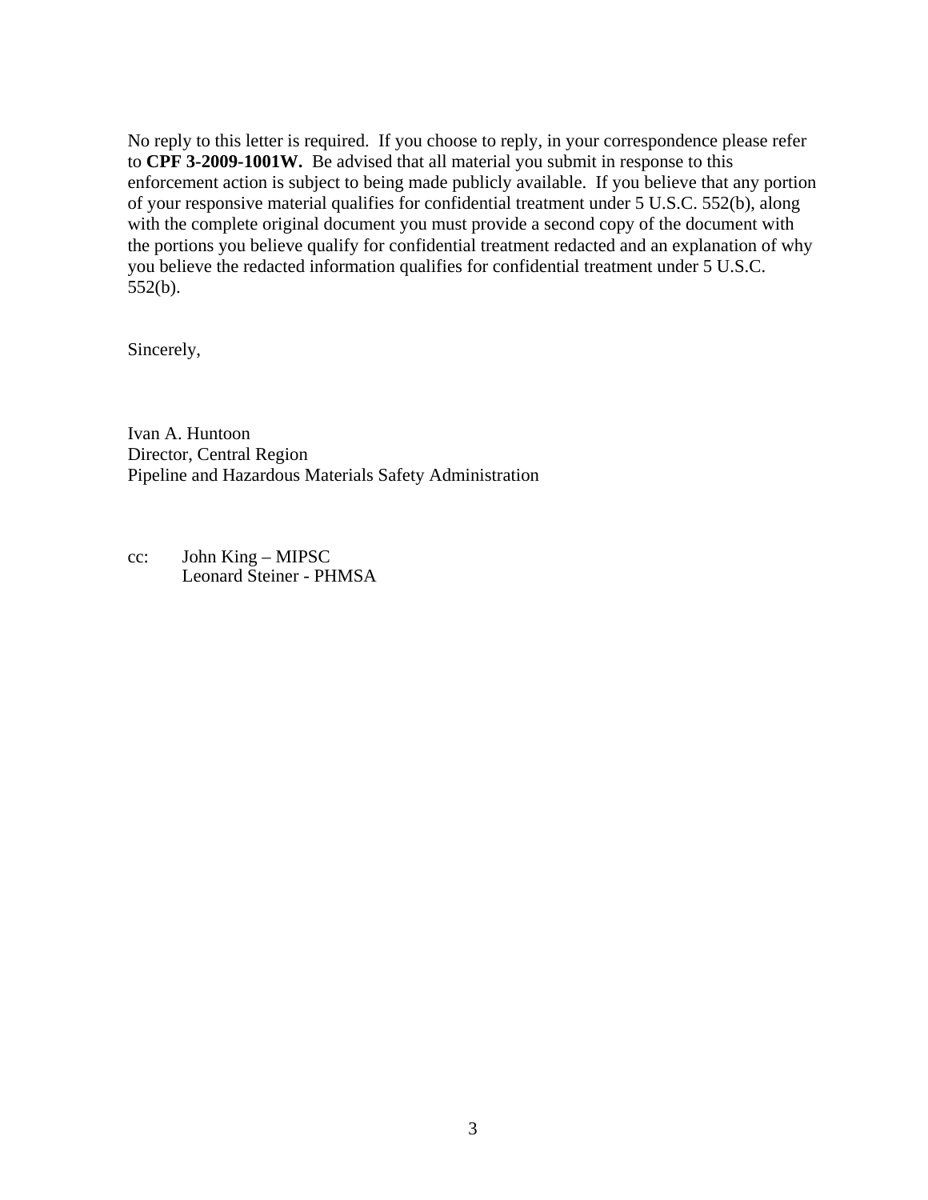No reply to this letter is required. If you choose to reply, in your correspondence please refer to **CPF 3-2009-1001W.** Be advised that all material you submit in response to this enforcement action is subject to being made publicly available. If you believe that any portion of your responsive material qualifies for confidential treatment under 5 U.S.C. 552(b), along with the complete original document you must provide a second copy of the document with the portions you believe qualify for confidential treatment redacted and an explanation of why you believe the redacted information qualifies for confidential treatment under 5 U.S.C. 552(b).

Sincerely,

Ivan A. Huntoon
Director, Central Region
Pipeline and Hazardous Materials Safety Administration

cc: John King – MIPSC
Leonard Steiner - PHMSA